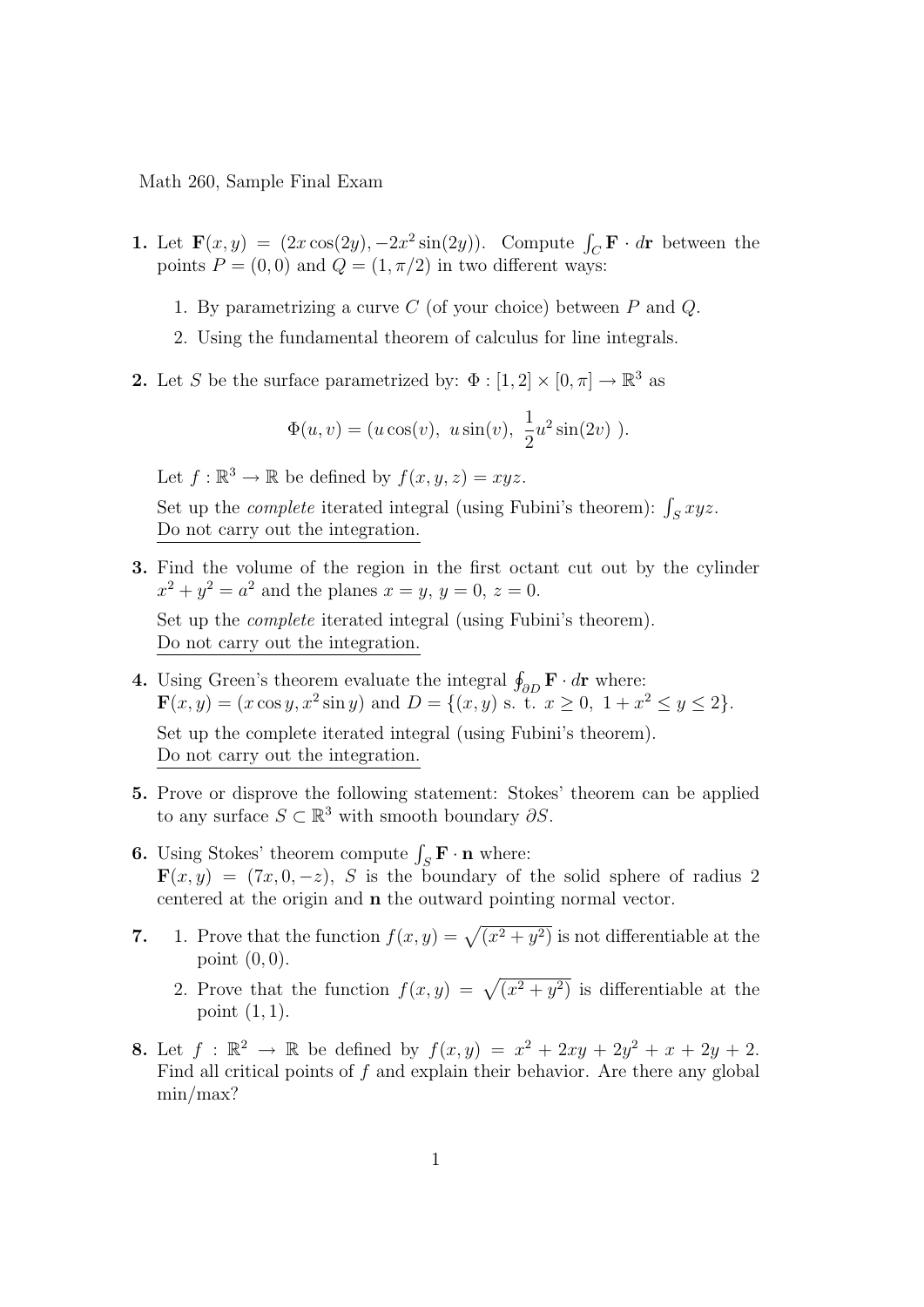Math 260, Sample Final Exam

**1.** Let $\mathbf{F}(x,y) = (2x\cos(2y), -2x^2\sin(2y))$. Compute $\int_C \mathbf{F}\cdot d\mathbf{r}$ between the points $P=(0,0)$ and $Q=(1,\pi/2)$ in two different ways:

1. By parametrizing a curve $C$ (of your choice) between $P$ and $Q$.
2. Using the fundamental theorem of calculus for line integrals.

**2.** Let $S$ be the surface parametrized by: $\Phi : [1,2]\times[0,\pi] \to \mathbb{R}^3$ as

$$\Phi(u,v) = (u\cos(v),\ u\sin(v),\ \frac{1}{2}u^2\sin(2v)\ ).$$

Let $f : \mathbb{R}^3 \to \mathbb{R}$ be defined by $f(x,y,z) = xyz$.

Set up the *complete* iterated integral (using Fubini's theorem): $\int_S xyz$.
Do not carry out the integration.

**3.** Find the volume of the region in the first octant cut out by the cylinder $x^2+y^2=a^2$ and the planes $x=y$, $y=0$, $z=0$.

Set up the *complete* iterated integral (using Fubini's theorem).
Do not carry out the integration.

**4.** Using Green's theorem evaluate the integral $\oint_{\partial D}\mathbf{F}\cdot d\mathbf{r}$ where:
$\mathbf{F}(x,y) = (x\cos y, x^2\sin y)$ and $D = \{(x,y)$ s. t. $x\geq 0,\ 1+x^2\leq y\leq 2\}$.

Set up the complete iterated integral (using Fubini's theorem).
Do not carry out the integration.

**5.** Prove or disprove the following statement: Stokes' theorem can be applied to any surface $S\subset\mathbb{R}^3$ with smooth boundary $\partial S$.

**6.** Using Stokes' theorem compute $\int_S \mathbf{F}\cdot\mathbf{n}$ where:
$\mathbf{F}(x,y) = (7x, 0, -z)$, $S$ is the boundary of the solid sphere of radius 2 centered at the origin and $\mathbf{n}$ the outward pointing normal vector.

**7.**

1. Prove that the function $f(x,y) = \sqrt{(x^2+y^2)}$ is not differentiable at the point $(0,0)$.
2. Prove that the function $f(x,y) = \sqrt{(x^2+y^2)}$ is differentiable at the point $(1,1)$.

**8.** Let $f : \mathbb{R}^2\to\mathbb{R}$ be defined by $f(x,y) = x^2+2xy+2y^2+x+2y+2$. Find all critical points of $f$ and explain their behavior. Are there any global min/max?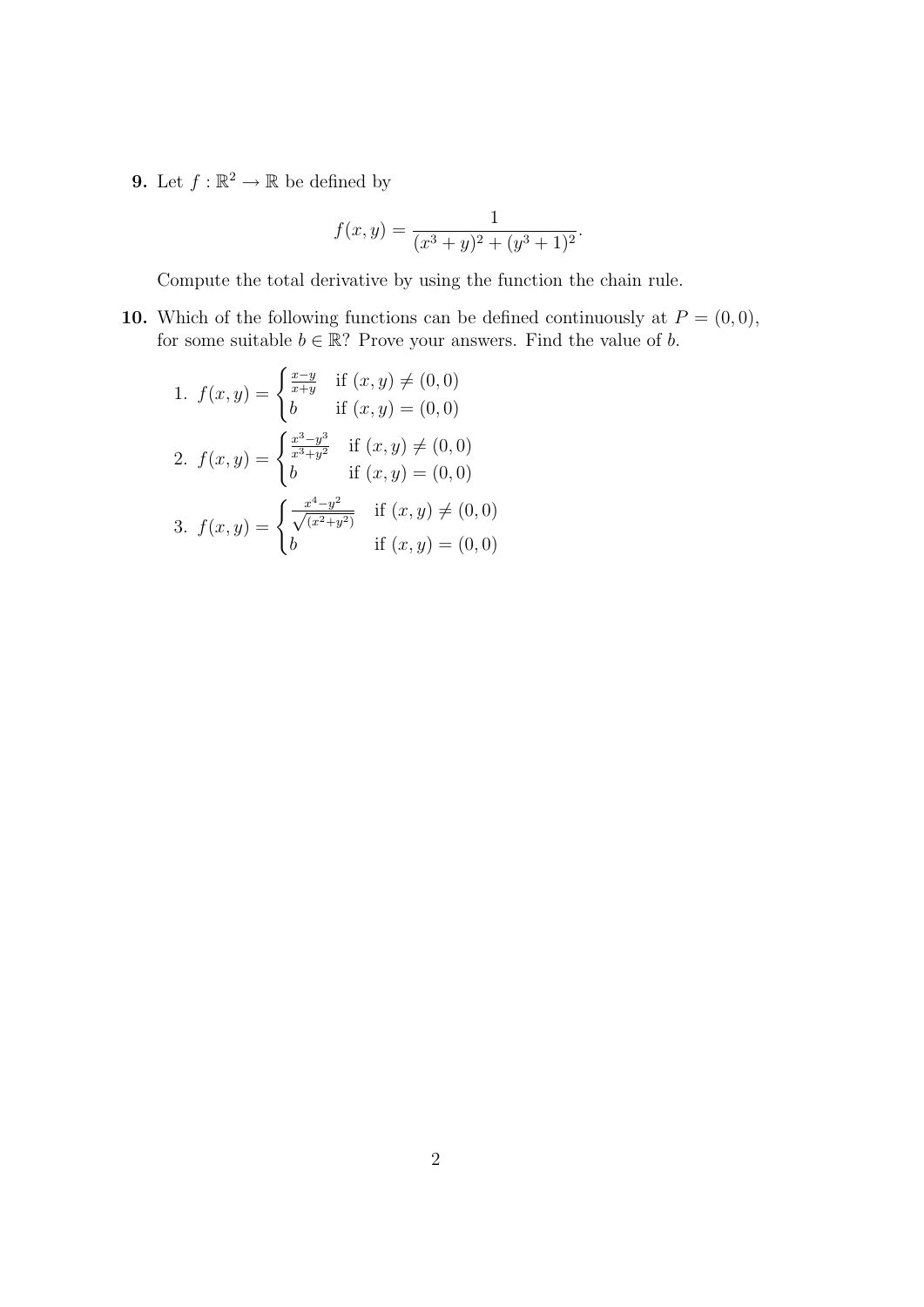**9.** Let $f : \mathbb{R}^2 \to \mathbb{R}$ be defined by

$$f(x, y) = \frac{1}{(x^3 + y)^2 + (y^3 + 1)^2}.$$

Compute the total derivative by using the function the chain rule.

**10.** Which of the following functions can be defined continuously at $P = (0, 0)$, for some suitable $b \in \mathbb{R}$? Prove your answers. Find the value of $b$.

1. $f(x, y) = \begin{cases} \frac{x-y}{x+y} & \text{if } (x, y) \neq (0, 0) \\ b & \text{if } (x, y) = (0, 0) \end{cases}$

2. $f(x, y) = \begin{cases} \frac{x^3-y^3}{x^3+y^2} & \text{if } (x, y) \neq (0, 0) \\ b & \text{if } (x, y) = (0, 0) \end{cases}$

3. $f(x, y) = \begin{cases} \frac{x^4-y^2}{\sqrt{(x^2+y^2)}} & \text{if } (x, y) \neq (0, 0) \\ b & \text{if } (x, y) = (0, 0) \end{cases}$